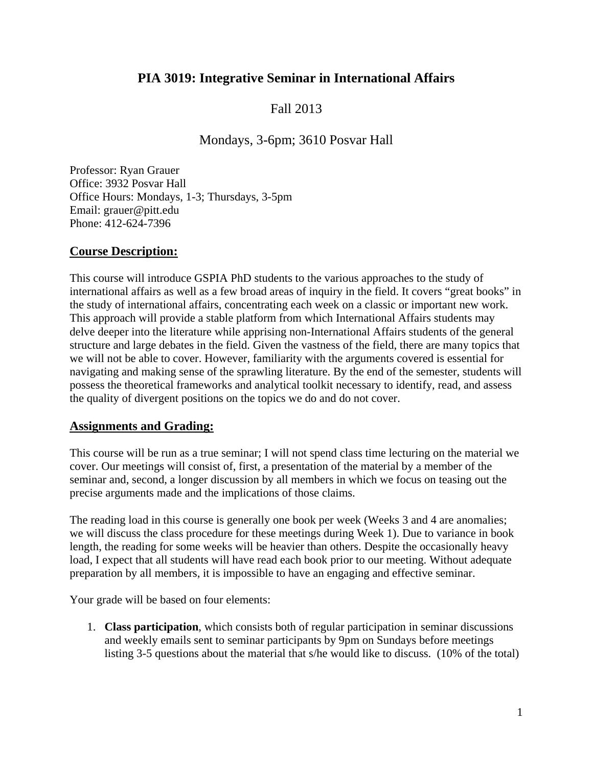# PIA 3019: Integrative Seminar in International Affairs

Fall 2013

Mondays, 3-6pm; 3610 Posvar Hall

Professor: Ryan Grauer
Office: 3932 Posvar Hall
Office Hours: Mondays, 1-3; Thursdays, 3-5pm
Email: grauer@pitt.edu
Phone: 412-624-7396

## Course Description:

This course will introduce GSPIA PhD students to the various approaches to the study of international affairs as well as a few broad areas of inquiry in the field. It covers "great books" in the study of international affairs, concentrating each week on a classic or important new work. This approach will provide a stable platform from which International Affairs students may delve deeper into the literature while apprising non-International Affairs students of the general structure and large debates in the field. Given the vastness of the field, there are many topics that we will not be able to cover. However, familiarity with the arguments covered is essential for navigating and making sense of the sprawling literature. By the end of the semester, students will possess the theoretical frameworks and analytical toolkit necessary to identify, read, and assess the quality of divergent positions on the topics we do and do not cover.

## Assignments and Grading:

This course will be run as a true seminar; I will not spend class time lecturing on the material we cover. Our meetings will consist of, first, a presentation of the material by a member of the seminar and, second, a longer discussion by all members in which we focus on teasing out the precise arguments made and the implications of those claims.

The reading load in this course is generally one book per week (Weeks 3 and 4 are anomalies; we will discuss the class procedure for these meetings during Week 1). Due to variance in book length, the reading for some weeks will be heavier than others. Despite the occasionally heavy load, I expect that all students will have read each book prior to our meeting. Without adequate preparation by all members, it is impossible to have an engaging and effective seminar.

Your grade will be based on four elements:

1. **Class participation**, which consists both of regular participation in seminar discussions and weekly emails sent to seminar participants by 9pm on Sundays before meetings listing 3-5 questions about the material that s/he would like to discuss. (10% of the total)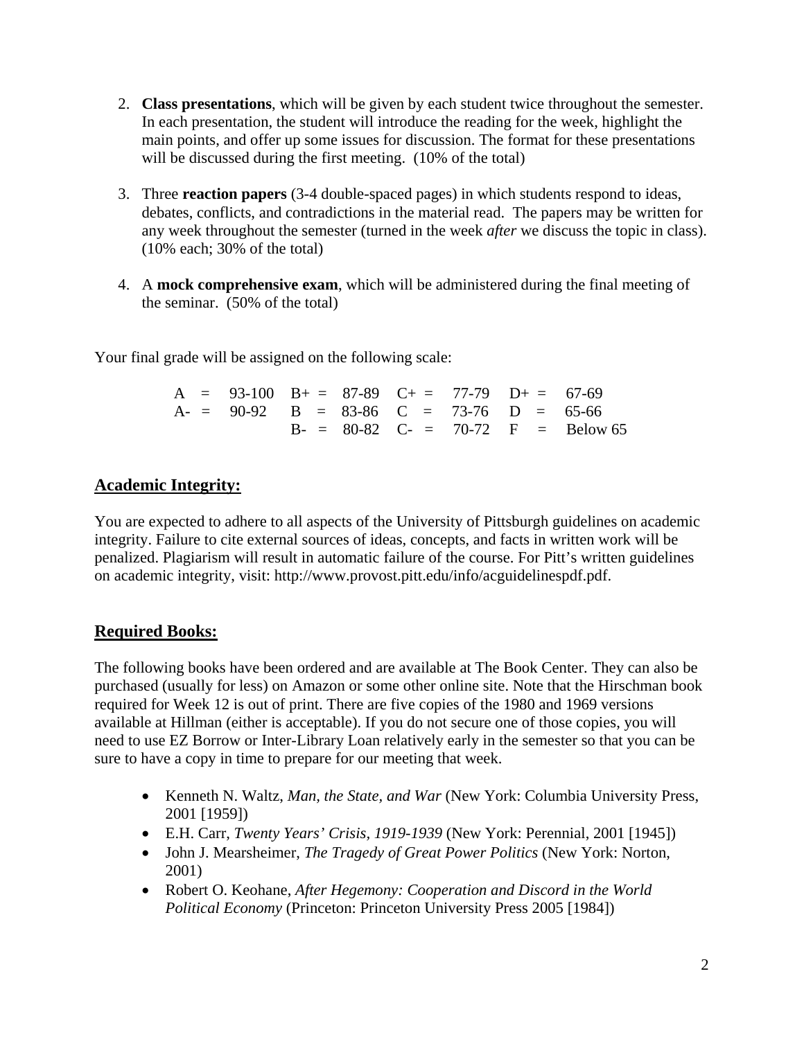2. **Class presentations**, which will be given by each student twice throughout the semester. In each presentation, the student will introduce the reading for the week, highlight the main points, and offer up some issues for discussion. The format for these presentations will be discussed during the first meeting. (10% of the total)

3. Three **reaction papers** (3-4 double-spaced pages) in which students respond to ideas, debates, conflicts, and contradictions in the material read. The papers may be written for any week throughout the semester (turned in the week *after* we discuss the topic in class). (10% each; 30% of the total)

4. A **mock comprehensive exam**, which will be administered during the final meeting of the seminar. (50% of the total)

Your final grade will be assigned on the following scale:

| | | | | | | | | | | | |
|---|---|---|---|---|---|---|---|---|---|---|---|
| A | = | 93-100 | B+ | = | 87-89 | C+ | = | 77-79 | D+ | = | 67-69 |
| A- | = | 90-92 | B | = | 83-86 | C | = | 73-76 | D | = | 65-66 |
| | | | B- | = | 80-82 | C- | = | 70-72 | F | = | Below 65 |

## Academic Integrity:

You are expected to adhere to all aspects of the University of Pittsburgh guidelines on academic integrity. Failure to cite external sources of ideas, concepts, and facts in written work will be penalized. Plagiarism will result in automatic failure of the course. For Pitt's written guidelines on academic integrity, visit: http://www.provost.pitt.edu/info/acguidelinespdf.pdf.

## Required Books:

The following books have been ordered and are available at The Book Center. They can also be purchased (usually for less) on Amazon or some other online site. Note that the Hirschman book required for Week 12 is out of print. There are five copies of the 1980 and 1969 versions available at Hillman (either is acceptable). If you do not secure one of those copies, you will need to use EZ Borrow or Inter-Library Loan relatively early in the semester so that you can be sure to have a copy in time to prepare for our meeting that week.

- Kenneth N. Waltz, *Man, the State, and War* (New York: Columbia University Press, 2001 [1959])
- E.H. Carr, *Twenty Years' Crisis, 1919-1939* (New York: Perennial, 2001 [1945])
- John J. Mearsheimer, *The Tragedy of Great Power Politics* (New York: Norton, 2001)
- Robert O. Keohane, *After Hegemony: Cooperation and Discord in the World Political Economy* (Princeton: Princeton University Press 2005 [1984])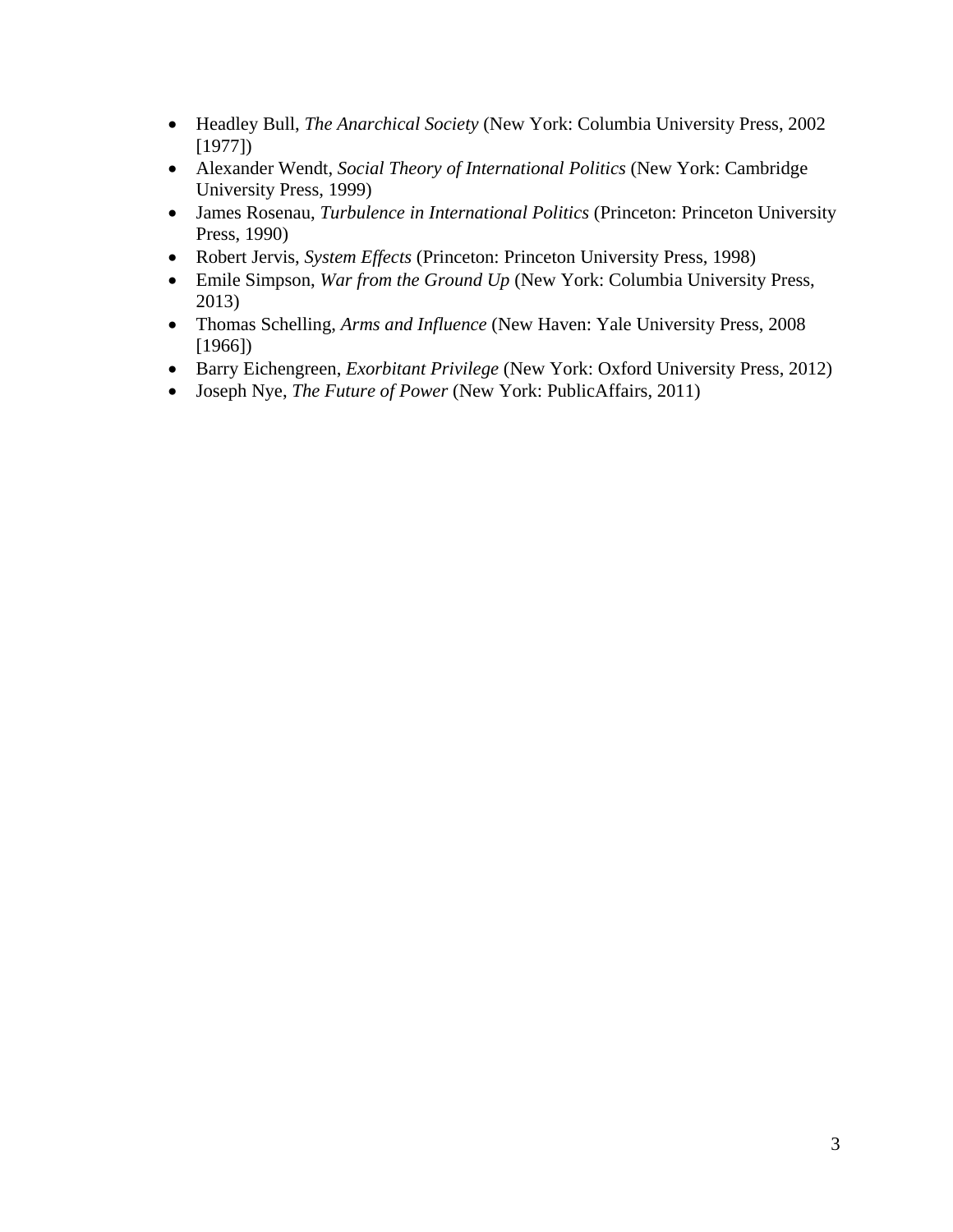- Headley Bull, *The Anarchical Society* (New York: Columbia University Press, 2002 [1977])
- Alexander Wendt, *Social Theory of International Politics* (New York: Cambridge University Press, 1999)
- James Rosenau, *Turbulence in International Politics* (Princeton: Princeton University Press, 1990)
- Robert Jervis, *System Effects* (Princeton: Princeton University Press, 1998)
- Emile Simpson, *War from the Ground Up* (New York: Columbia University Press, 2013)
- Thomas Schelling, *Arms and Influence* (New Haven: Yale University Press, 2008 [1966])
- Barry Eichengreen, *Exorbitant Privilege* (New York: Oxford University Press, 2012)
- Joseph Nye, *The Future of Power* (New York: PublicAffairs, 2011)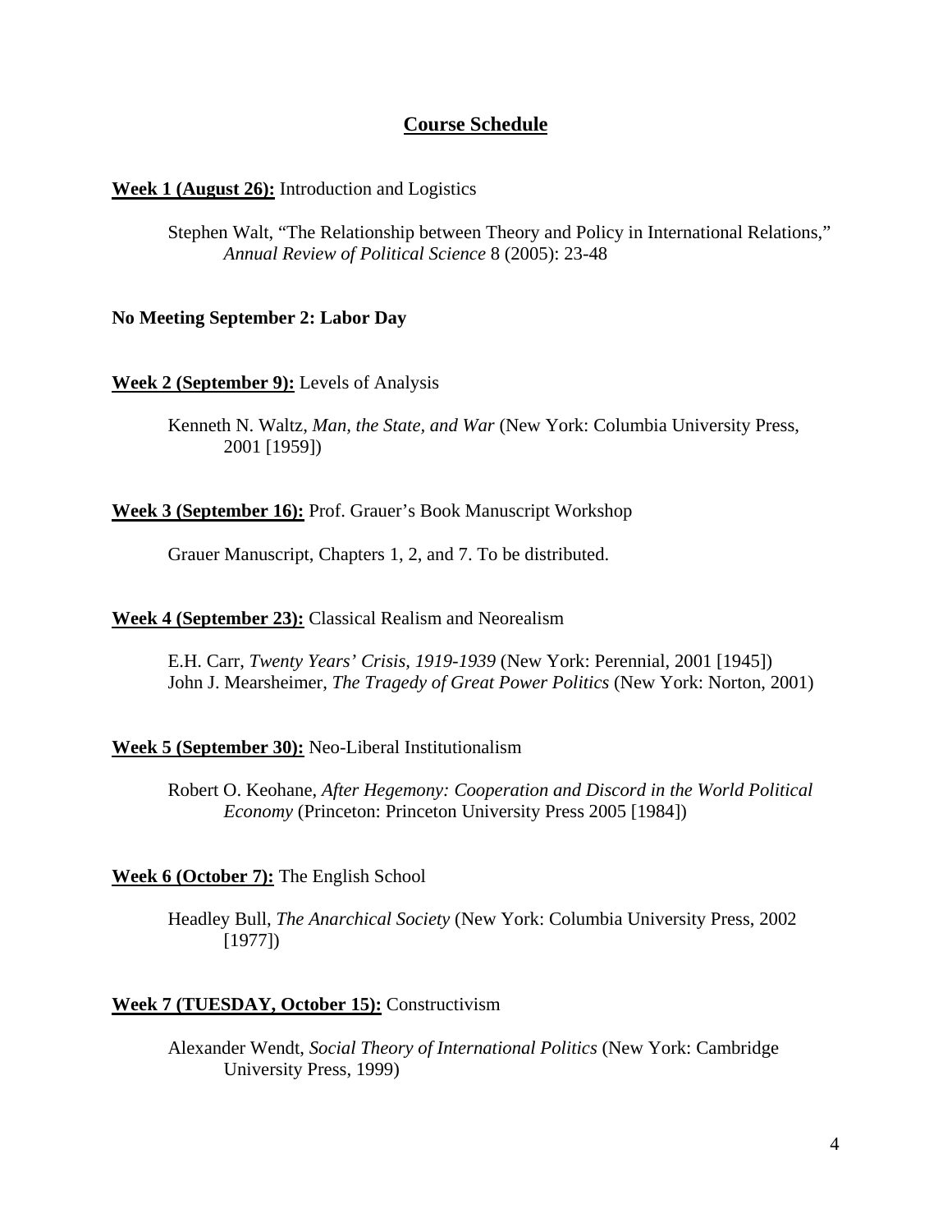## <u>Course Schedule</u>

**<u>Week 1 (August 26):</u>** Introduction and Logistics

Stephen Walt, "The Relationship between Theory and Policy in International Relations," *Annual Review of Political Science* 8 (2005): 23-48

**No Meeting September 2: Labor Day**

**<u>Week 2 (September 9):</u>** Levels of Analysis

Kenneth N. Waltz, *Man, the State, and War* (New York: Columbia University Press, 2001 [1959])

**<u>Week 3 (September 16):</u>** Prof. Grauer's Book Manuscript Workshop

Grauer Manuscript, Chapters 1, 2, and 7. To be distributed.

**<u>Week 4 (September 23):</u>** Classical Realism and Neorealism

E.H. Carr, *Twenty Years' Crisis, 1919-1939* (New York: Perennial, 2001 [1945])
John J. Mearsheimer, *The Tragedy of Great Power Politics* (New York: Norton, 2001)

**<u>Week 5 (September 30):</u>** Neo-Liberal Institutionalism

Robert O. Keohane, *After Hegemony: Cooperation and Discord in the World Political Economy* (Princeton: Princeton University Press 2005 [1984])

**<u>Week 6 (October 7):</u>** The English School

Headley Bull, *The Anarchical Society* (New York: Columbia University Press, 2002 [1977])

**<u>Week 7 (TUESDAY, October 15):</u>** Constructivism

Alexander Wendt, *Social Theory of International Politics* (New York: Cambridge University Press, 1999)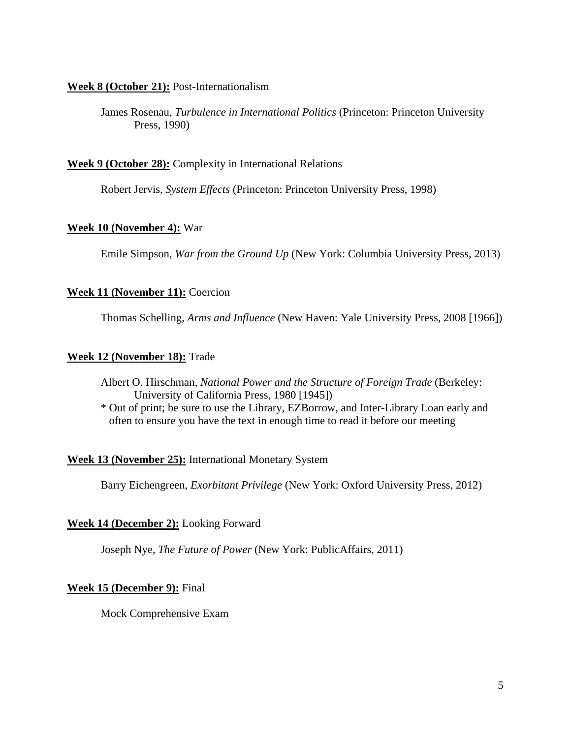**<u>Week 8 (October 21):</u>** Post-Internationalism

James Rosenau, *Turbulence in International Politics* (Princeton: Princeton University Press, 1990)

**<u>Week 9 (October 28):</u>** Complexity in International Relations

Robert Jervis, *System Effects* (Princeton: Princeton University Press, 1998)

**<u>Week 10 (November 4):</u>** War

Emile Simpson, *War from the Ground Up* (New York: Columbia University Press, 2013)

**<u>Week 11 (November 11):</u>** Coercion

Thomas Schelling, *Arms and Influence* (New Haven: Yale University Press, 2008 [1966])

**<u>Week 12 (November 18):</u>** Trade

Albert O. Hirschman, *National Power and the Structure of Foreign Trade* (Berkeley: University of California Press, 1980 [1945])

* Out of print; be sure to use the Library, EZBorrow, and Inter-Library Loan early and often to ensure you have the text in enough time to read it before our meeting

**<u>Week 13 (November 25):</u>** International Monetary System

Barry Eichengreen, *Exorbitant Privilege* (New York: Oxford University Press, 2012)

**<u>Week 14 (December 2):</u>** Looking Forward

Joseph Nye, *The Future of Power* (New York: PublicAffairs, 2011)

**<u>Week 15 (December 9):</u>** Final

Mock Comprehensive Exam